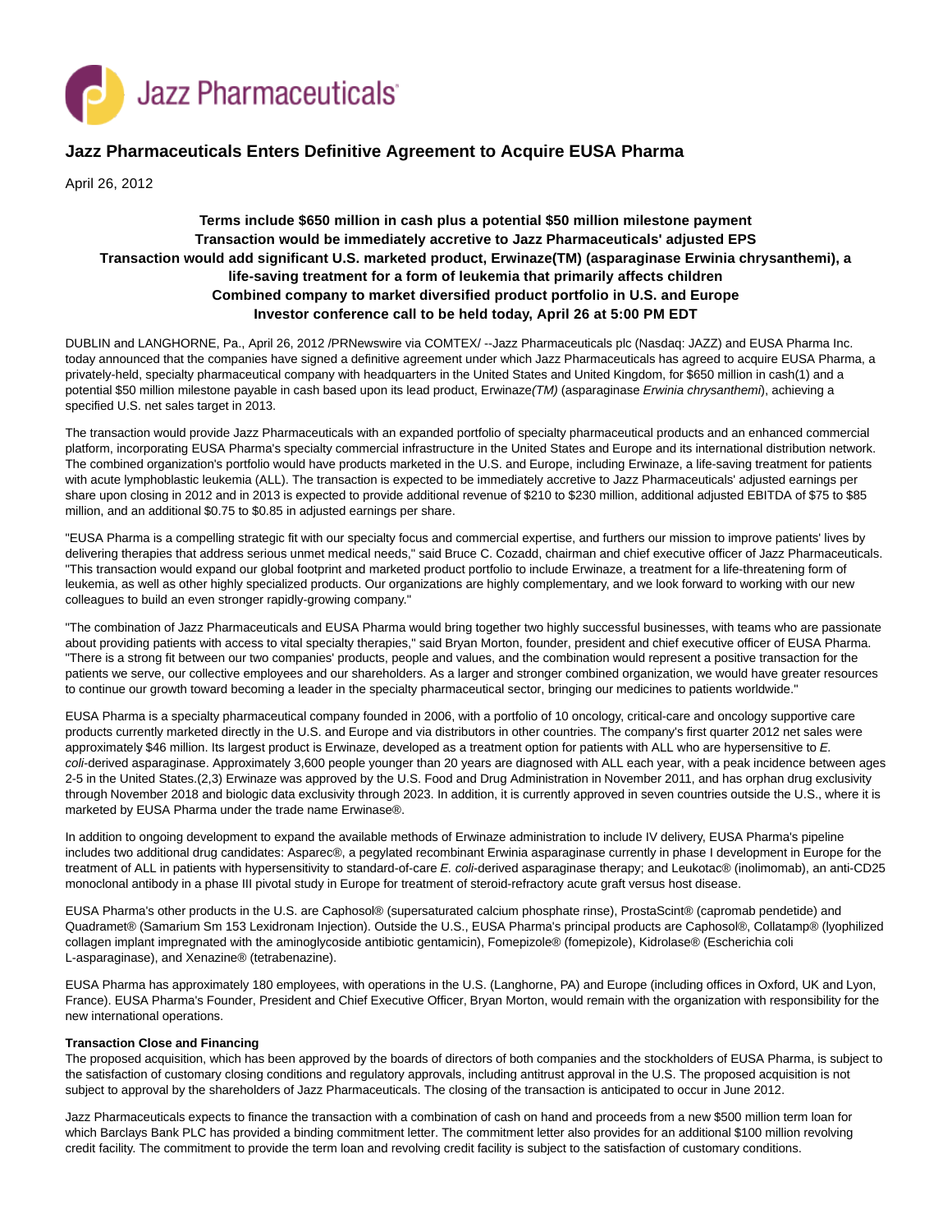# Jazz Pharmaceuticals Enters Definitive Agreement to Acquire EUSA Pharma

April 26, 2012

**Terms include $650 million in cash plus a potential $50 million milestone payment**
**Transaction would be immediately accretive to Jazz Pharmaceuticals' adjusted EPS**
**Transaction would add significant U.S. marketed product, Erwinaze(TM) (asparaginase Erwinia chrysanthemi), a life-saving treatment for a form of leukemia that primarily affects children**
**Combined company to market diversified product portfolio in U.S. and Europe**
**Investor conference call to be held today, April 26 at 5:00 PM EDT**

DUBLIN and LANGHORNE, Pa., April 26, 2012 /PRNewswire via COMTEX/ --Jazz Pharmaceuticals plc (Nasdaq: JAZZ) and EUSA Pharma Inc. today announced that the companies have signed a definitive agreement under which Jazz Pharmaceuticals has agreed to acquire EUSA Pharma, a privately-held, specialty pharmaceutical company with headquarters in the United States and United Kingdom, for $650 million in cash(1) and a potential $50 million milestone payable in cash based upon its lead product, Erwinaze*(TM)* (asparaginase *Erwinia chrysanthemi*), achieving a specified U.S. net sales target in 2013.

The transaction would provide Jazz Pharmaceuticals with an expanded portfolio of specialty pharmaceutical products and an enhanced commercial platform, incorporating EUSA Pharma's specialty commercial infrastructure in the United States and Europe and its international distribution network. The combined organization's portfolio would have products marketed in the U.S. and Europe, including Erwinaze, a life-saving treatment for patients with acute lymphoblastic leukemia (ALL). The transaction is expected to be immediately accretive to Jazz Pharmaceuticals' adjusted earnings per share upon closing in 2012 and in 2013 is expected to provide additional revenue of $210 to $230 million, additional adjusted EBITDA of $75 to $85 million, and an additional $0.75 to $0.85 in adjusted earnings per share.

"EUSA Pharma is a compelling strategic fit with our specialty focus and commercial expertise, and furthers our mission to improve patients' lives by delivering therapies that address serious unmet medical needs," said Bruce C. Cozadd, chairman and chief executive officer of Jazz Pharmaceuticals. "This transaction would expand our global footprint and marketed product portfolio to include Erwinaze, a treatment for a life-threatening form of leukemia, as well as other highly specialized products. Our organizations are highly complementary, and we look forward to working with our new colleagues to build an even stronger rapidly-growing company."

"The combination of Jazz Pharmaceuticals and EUSA Pharma would bring together two highly successful businesses, with teams who are passionate about providing patients with access to vital specialty therapies," said Bryan Morton, founder, president and chief executive officer of EUSA Pharma. "There is a strong fit between our two companies' products, people and values, and the combination would represent a positive transaction for the patients we serve, our collective employees and our shareholders. As a larger and stronger combined organization, we would have greater resources to continue our growth toward becoming a leader in the specialty pharmaceutical sector, bringing our medicines to patients worldwide."

EUSA Pharma is a specialty pharmaceutical company founded in 2006, with a portfolio of 10 oncology, critical-care and oncology supportive care products currently marketed directly in the U.S. and Europe and via distributors in other countries. The company's first quarter 2012 net sales were approximately $46 million. Its largest product is Erwinaze, developed as a treatment option for patients with ALL who are hypersensitive to *E. coli*-derived asparaginase. Approximately 3,600 people younger than 20 years are diagnosed with ALL each year, with a peak incidence between ages 2-5 in the United States.(2,3) Erwinaze was approved by the U.S. Food and Drug Administration in November 2011, and has orphan drug exclusivity through November 2018 and biologic data exclusivity through 2023. In addition, it is currently approved in seven countries outside the U.S., where it is marketed by EUSA Pharma under the trade name Erwinase®.

In addition to ongoing development to expand the available methods of Erwinaze administration to include IV delivery, EUSA Pharma's pipeline includes two additional drug candidates: Asparec®, a pegylated recombinant Erwinia asparaginase currently in phase I development in Europe for the treatment of ALL in patients with hypersensitivity to standard-of-care *E. coli*-derived asparaginase therapy; and Leukotac® (inolimomab), an anti-CD25 monoclonal antibody in a phase III pivotal study in Europe for treatment of steroid-refractory acute graft versus host disease.

EUSA Pharma's other products in the U.S. are Caphosol® (supersaturated calcium phosphate rinse), ProstaScint® (capromab pendetide) and Quadramet® (Samarium Sm 153 Lexidronam Injection). Outside the U.S., EUSA Pharma's principal products are Caphosol®, Collatamp® (lyophilized collagen implant impregnated with the aminoglycoside antibiotic gentamicin), Fomepizole® (fomepizole), Kidrolase® (Escherichia coli L-asparaginase), and Xenazine® (tetrabenazine).

EUSA Pharma has approximately 180 employees, with operations in the U.S. (Langhorne, PA) and Europe (including offices in Oxford, UK and Lyon, France). EUSA Pharma's Founder, President and Chief Executive Officer, Bryan Morton, would remain with the organization with responsibility for the new international operations.

**Transaction Close and Financing**

The proposed acquisition, which has been approved by the boards of directors of both companies and the stockholders of EUSA Pharma, is subject to the satisfaction of customary closing conditions and regulatory approvals, including antitrust approval in the U.S. The proposed acquisition is not subject to approval by the shareholders of Jazz Pharmaceuticals. The closing of the transaction is anticipated to occur in June 2012.

Jazz Pharmaceuticals expects to finance the transaction with a combination of cash on hand and proceeds from a new $500 million term loan for which Barclays Bank PLC has provided a binding commitment letter. The commitment letter also provides for an additional $100 million revolving credit facility. The commitment to provide the term loan and revolving credit facility is subject to the satisfaction of customary conditions.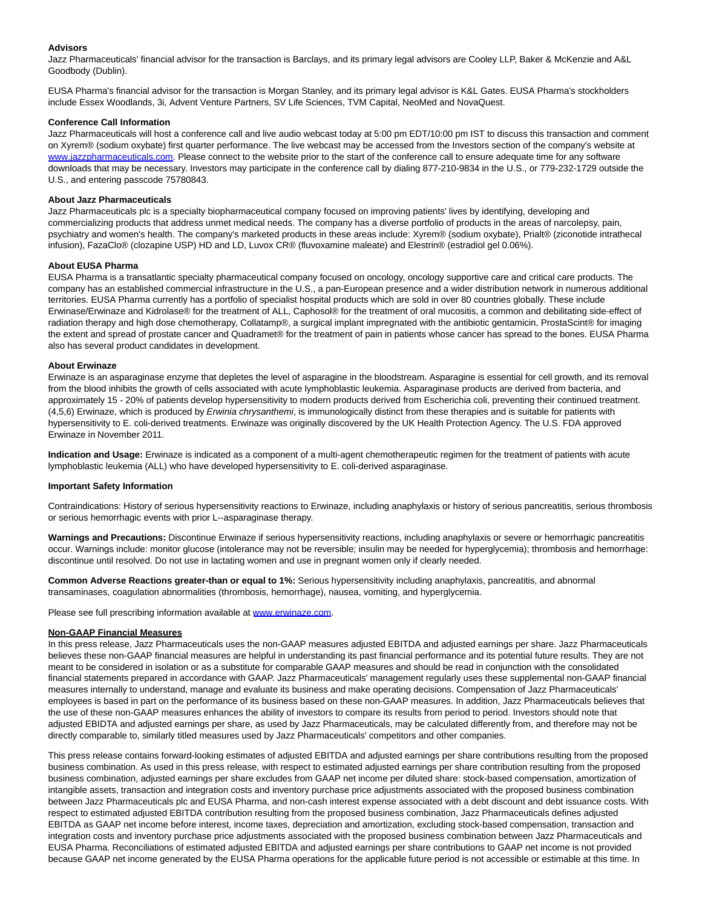**Advisors**

Jazz Pharmaceuticals' financial advisor for the transaction is Barclays, and its primary legal advisors are Cooley LLP, Baker & McKenzie and A&L Goodbody (Dublin).

EUSA Pharma's financial advisor for the transaction is Morgan Stanley, and its primary legal advisor is K&L Gates. EUSA Pharma's stockholders include Essex Woodlands, 3i, Advent Venture Partners, SV Life Sciences, TVM Capital, NeoMed and NovaQuest.

**Conference Call Information**

Jazz Pharmaceuticals will host a conference call and live audio webcast today at 5:00 pm EDT/10:00 pm IST to discuss this transaction and comment on Xyrem® (sodium oxybate) first quarter performance. The live webcast may be accessed from the Investors section of the company's website at [www.jazzpharmaceuticals.com](www.jazzpharmaceuticals.com). Please connect to the website prior to the start of the conference call to ensure adequate time for any software downloads that may be necessary. Investors may participate in the conference call by dialing 877-210-9834 in the U.S., or 779-232-1729 outside the U.S., and entering passcode 75780843.

**About Jazz Pharmaceuticals**

Jazz Pharmaceuticals plc is a specialty biopharmaceutical company focused on improving patients' lives by identifying, developing and commercializing products that address unmet medical needs. The company has a diverse portfolio of products in the areas of narcolepsy, pain, psychiatry and women's health. The company's marketed products in these areas include: Xyrem® (sodium oxybate), Prialt® (ziconotide intrathecal infusion), FazaClo® (clozapine USP) HD and LD, Luvox CR® (fluvoxamine maleate) and Elestrin® (estradiol gel 0.06%).

**About EUSA Pharma**

EUSA Pharma is a transatlantic specialty pharmaceutical company focused on oncology, oncology supportive care and critical care products. The company has an established commercial infrastructure in the U.S., a pan-European presence and a wider distribution network in numerous additional territories. EUSA Pharma currently has a portfolio of specialist hospital products which are sold in over 80 countries globally. These include Erwinase/Erwinaze and Kidrolase® for the treatment of ALL, Caphosol® for the treatment of oral mucositis, a common and debilitating side-effect of radiation therapy and high dose chemotherapy, Collatamp®, a surgical implant impregnated with the antibiotic gentamicin, ProstaScint® for imaging the extent and spread of prostate cancer and Quadramet® for the treatment of pain in patients whose cancer has spread to the bones. EUSA Pharma also has several product candidates in development.

**About Erwinaze**

Erwinaze is an asparaginase enzyme that depletes the level of asparagine in the bloodstream. Asparagine is essential for cell growth, and its removal from the blood inhibits the growth of cells associated with acute lymphoblastic leukemia. Asparaginase products are derived from bacteria, and approximately 15 - 20% of patients develop hypersensitivity to modern products derived from Escherichia coli, preventing their continued treatment. (4,5,6) Erwinaze, which is produced by *Erwinia chrysanthemi*, is immunologically distinct from these therapies and is suitable for patients with hypersensitivity to E. coli-derived treatments. Erwinaze was originally discovered by the UK Health Protection Agency. The U.S. FDA approved Erwinaze in November 2011.

**Indication and Usage:** Erwinaze is indicated as a component of a multi-agent chemotherapeutic regimen for the treatment of patients with acute lymphoblastic leukemia (ALL) who have developed hypersensitivity to E. coli-derived asparaginase.

**Important Safety Information**

Contraindications: History of serious hypersensitivity reactions to Erwinaze, including anaphylaxis or history of serious pancreatitis, serious thrombosis or serious hemorrhagic events with prior L--asparaginase therapy.

**Warnings and Precautions:** Discontinue Erwinaze if serious hypersensitivity reactions, including anaphylaxis or severe or hemorrhagic pancreatitis occur. Warnings include: monitor glucose (intolerance may not be reversible; insulin may be needed for hyperglycemia); thrombosis and hemorrhage: discontinue until resolved. Do not use in lactating women and use in pregnant women only if clearly needed.

**Common Adverse Reactions greater-than or equal to 1%:** Serious hypersensitivity including anaphylaxis, pancreatitis, and abnormal transaminases, coagulation abnormalities (thrombosis, hemorrhage), nausea, vomiting, and hyperglycemia.

Please see full prescribing information available at [www.erwinaze.com](www.erwinaze.com).

**Non-GAAP Financial Measures**

In this press release, Jazz Pharmaceuticals uses the non-GAAP measures adjusted EBITDA and adjusted earnings per share. Jazz Pharmaceuticals believes these non-GAAP financial measures are helpful in understanding its past financial performance and its potential future results. They are not meant to be considered in isolation or as a substitute for comparable GAAP measures and should be read in conjunction with the consolidated financial statements prepared in accordance with GAAP. Jazz Pharmaceuticals' management regularly uses these supplemental non-GAAP financial measures internally to understand, manage and evaluate its business and make operating decisions. Compensation of Jazz Pharmaceuticals' employees is based in part on the performance of its business based on these non-GAAP measures. In addition, Jazz Pharmaceuticals believes that the use of these non-GAAP measures enhances the ability of investors to compare its results from period to period. Investors should note that adjusted EBIDTA and adjusted earnings per share, as used by Jazz Pharmaceuticals, may be calculated differently from, and therefore may not be directly comparable to, similarly titled measures used by Jazz Pharmaceuticals' competitors and other companies.

This press release contains forward-looking estimates of adjusted EBITDA and adjusted earnings per share contributions resulting from the proposed business combination. As used in this press release, with respect to estimated adjusted earnings per share contribution resulting from the proposed business combination, adjusted earnings per share excludes from GAAP net income per diluted share: stock-based compensation, amortization of intangible assets, transaction and integration costs and inventory purchase price adjustments associated with the proposed business combination between Jazz Pharmaceuticals plc and EUSA Pharma, and non-cash interest expense associated with a debt discount and debt issuance costs. With respect to estimated adjusted EBITDA contribution resulting from the proposed business combination, Jazz Pharmaceuticals defines adjusted EBITDA as GAAP net income before interest, income taxes, depreciation and amortization, excluding stock-based compensation, transaction and integration costs and inventory purchase price adjustments associated with the proposed business combination between Jazz Pharmaceuticals and EUSA Pharma. Reconciliations of estimated adjusted EBITDA and adjusted earnings per share contributions to GAAP net income is not provided because GAAP net income generated by the EUSA Pharma operations for the applicable future period is not accessible or estimable at this time. In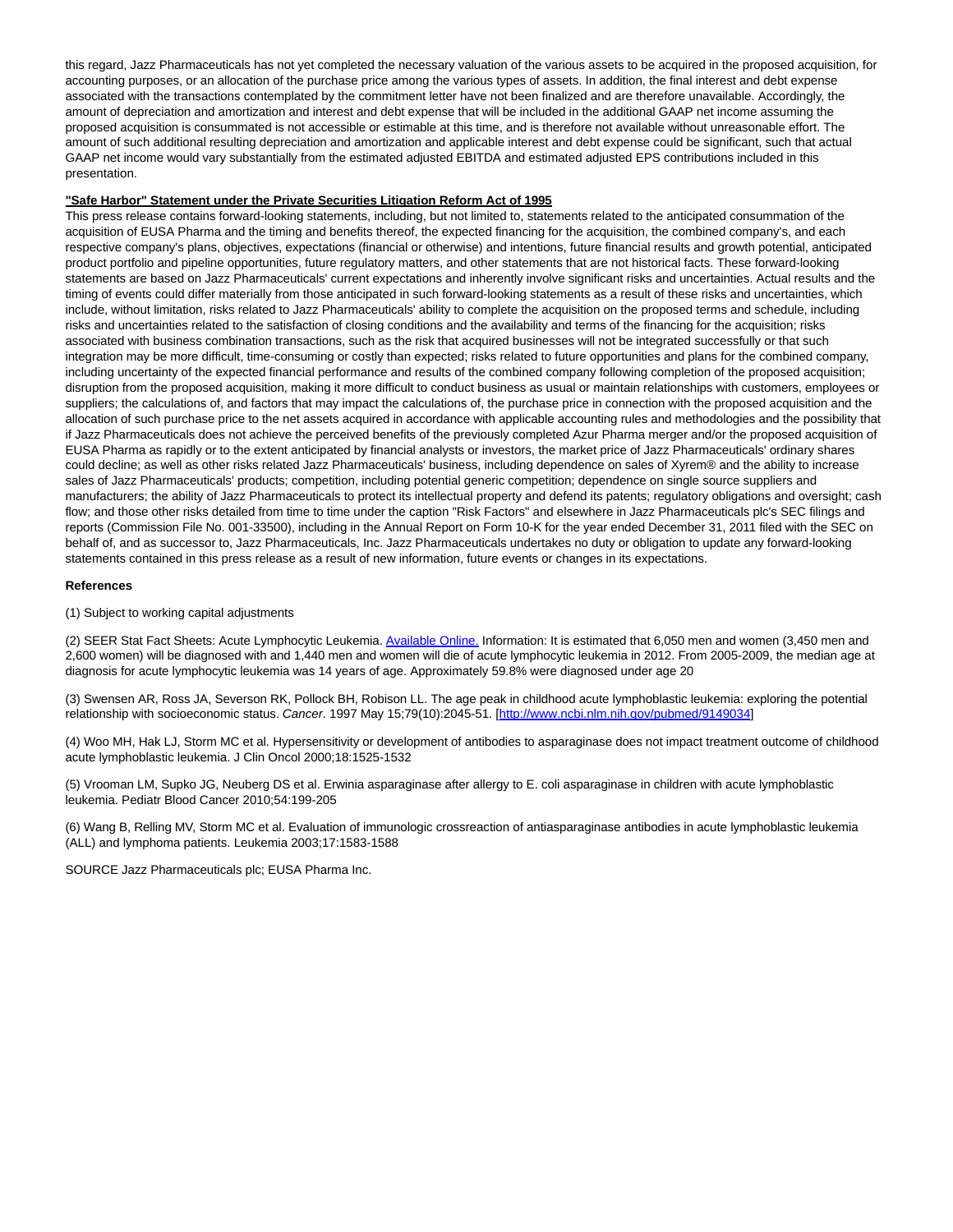this regard, Jazz Pharmaceuticals has not yet completed the necessary valuation of the various assets to be acquired in the proposed acquisition, for accounting purposes, or an allocation of the purchase price among the various types of assets. In addition, the final interest and debt expense associated with the transactions contemplated by the commitment letter have not been finalized and are therefore unavailable. Accordingly, the amount of depreciation and amortization and interest and debt expense that will be included in the additional GAAP net income assuming the proposed acquisition is consummated is not accessible or estimable at this time, and is therefore not available without unreasonable effort. The amount of such additional resulting depreciation and amortization and applicable interest and debt expense could be significant, such that actual GAAP net income would vary substantially from the estimated adjusted EBITDA and estimated adjusted EPS contributions included in this presentation.

**"Safe Harbor" Statement under the Private Securities Litigation Reform Act of 1995**

This press release contains forward-looking statements, including, but not limited to, statements related to the anticipated consummation of the acquisition of EUSA Pharma and the timing and benefits thereof, the expected financing for the acquisition, the combined company's, and each respective company's plans, objectives, expectations (financial or otherwise) and intentions, future financial results and growth potential, anticipated product portfolio and pipeline opportunities, future regulatory matters, and other statements that are not historical facts. These forward-looking statements are based on Jazz Pharmaceuticals' current expectations and inherently involve significant risks and uncertainties. Actual results and the timing of events could differ materially from those anticipated in such forward-looking statements as a result of these risks and uncertainties, which include, without limitation, risks related to Jazz Pharmaceuticals' ability to complete the acquisition on the proposed terms and schedule, including risks and uncertainties related to the satisfaction of closing conditions and the availability and terms of the financing for the acquisition; risks associated with business combination transactions, such as the risk that acquired businesses will not be integrated successfully or that such integration may be more difficult, time-consuming or costly than expected; risks related to future opportunities and plans for the combined company, including uncertainty of the expected financial performance and results of the combined company following completion of the proposed acquisition; disruption from the proposed acquisition, making it more difficult to conduct business as usual or maintain relationships with customers, employees or suppliers; the calculations of, and factors that may impact the calculations of, the purchase price in connection with the proposed acquisition and the allocation of such purchase price to the net assets acquired in accordance with applicable accounting rules and methodologies and the possibility that if Jazz Pharmaceuticals does not achieve the perceived benefits of the previously completed Azur Pharma merger and/or the proposed acquisition of EUSA Pharma as rapidly or to the extent anticipated by financial analysts or investors, the market price of Jazz Pharmaceuticals' ordinary shares could decline; as well as other risks related Jazz Pharmaceuticals' business, including dependence on sales of Xyrem® and the ability to increase sales of Jazz Pharmaceuticals' products; competition, including potential generic competition; dependence on single source suppliers and manufacturers; the ability of Jazz Pharmaceuticals to protect its intellectual property and defend its patents; regulatory obligations and oversight; cash flow; and those other risks detailed from time to time under the caption "Risk Factors" and elsewhere in Jazz Pharmaceuticals plc's SEC filings and reports (Commission File No. 001-33500), including in the Annual Report on Form 10-K for the year ended December 31, 2011 filed with the SEC on behalf of, and as successor to, Jazz Pharmaceuticals, Inc. Jazz Pharmaceuticals undertakes no duty or obligation to update any forward-looking statements contained in this press release as a result of new information, future events or changes in its expectations.

**References**

(1) Subject to working capital adjustments

(2) SEER Stat Fact Sheets: Acute Lymphocytic Leukemia. Available Online. Information: It is estimated that 6,050 men and women (3,450 men and 2,600 women) will be diagnosed with and 1,440 men and women will die of acute lymphocytic leukemia in 2012. From 2005-2009, the median age at diagnosis for acute lymphocytic leukemia was 14 years of age. Approximately 59.8% were diagnosed under age 20

(3) Swensen AR, Ross JA, Severson RK, Pollock BH, Robison LL. The age peak in childhood acute lymphoblastic leukemia: exploring the potential relationship with socioeconomic status. *Cancer*. 1997 May 15;79(10):2045-51. [http://www.ncbi.nlm.nih.gov/pubmed/9149034]

(4) Woo MH, Hak LJ, Storm MC et al. Hypersensitivity or development of antibodies to asparaginase does not impact treatment outcome of childhood acute lymphoblastic leukemia. J Clin Oncol 2000;18:1525-1532

(5) Vrooman LM, Supko JG, Neuberg DS et al. Erwinia asparaginase after allergy to E. coli asparaginase in children with acute lymphoblastic leukemia. Pediatr Blood Cancer 2010;54:199-205

(6) Wang B, Relling MV, Storm MC et al. Evaluation of immunologic crossreaction of antiasparaginase antibodies in acute lymphoblastic leukemia (ALL) and lymphoma patients. Leukemia 2003;17:1583-1588

SOURCE Jazz Pharmaceuticals plc; EUSA Pharma Inc.